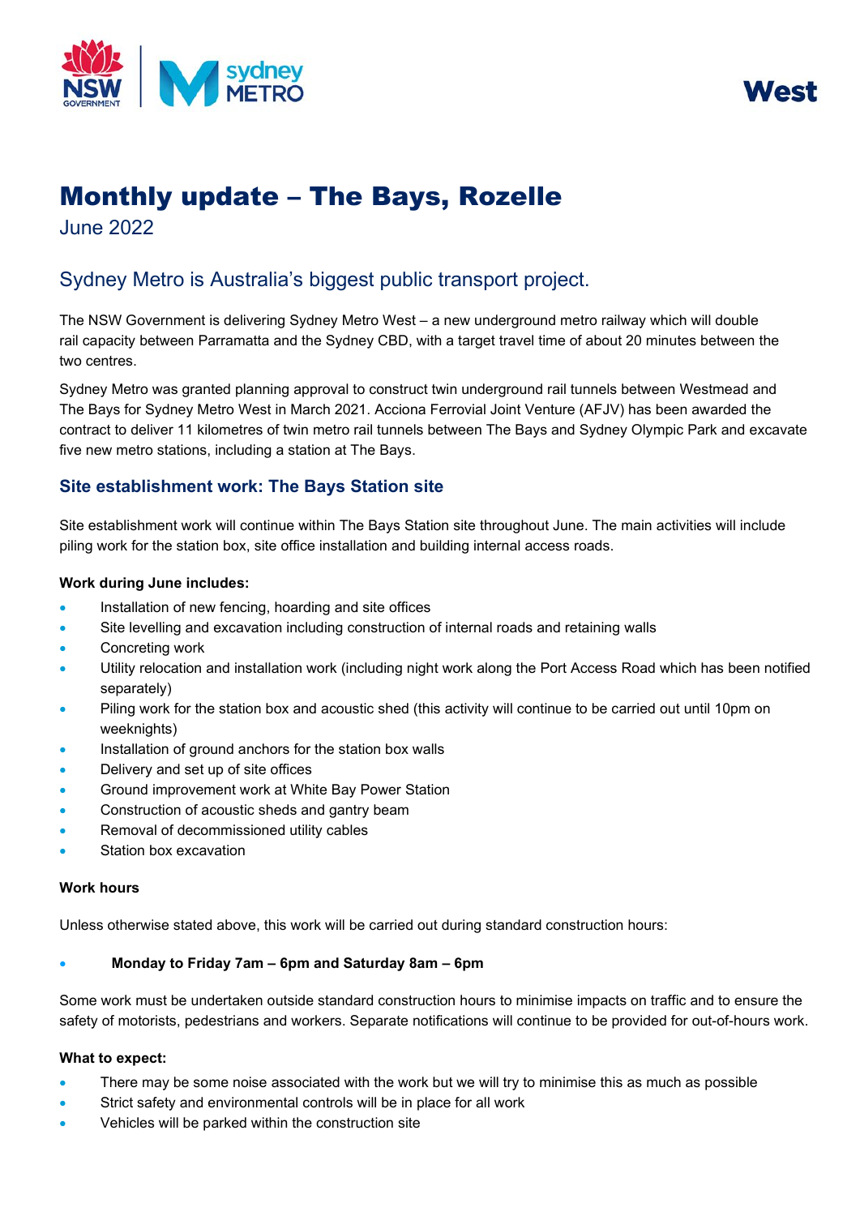# Monthly update – The Bays, Rozelle

June 2022

## Sydney Metro is Australia's biggest public transport project.

The NSW Government is delivering Sydney Metro West – a new underground metro railway which will double rail capacity between Parramatta and the Sydney CBD, with a target travel time of about 20 minutes between the two centres.

Sydney Metro was granted planning approval to construct twin underground rail tunnels between Westmead and The Bays for Sydney Metro West in March 2021. Acciona Ferrovial Joint Venture (AFJV) has been awarded the contract to deliver 11 kilometres of twin metro rail tunnels between The Bays and Sydney Olympic Park and excavate five new metro stations, including a station at The Bays.

### Site establishment work: The Bays Station site

Site establishment work will continue within The Bays Station site throughout June. The main activities will include piling work for the station box, site office installation and building internal access roads.

**Work during June includes:**

- Installation of new fencing, hoarding and site offices
- Site levelling and excavation including construction of internal roads and retaining walls
- Concreting work
- Utility relocation and installation work (including night work along the Port Access Road which has been notified separately)
- Piling work for the station box and acoustic shed (this activity will continue to be carried out until 10pm on weeknights)
- Installation of ground anchors for the station box walls
- Delivery and set up of site offices
- Ground improvement work at White Bay Power Station
- Construction of acoustic sheds and gantry beam
- Removal of decommissioned utility cables
- Station box excavation

**Work hours**

Unless otherwise stated above, this work will be carried out during standard construction hours:

- **Monday to Friday 7am – 6pm and Saturday 8am – 6pm**

Some work must be undertaken outside standard construction hours to minimise impacts on traffic and to ensure the safety of motorists, pedestrians and workers. Separate notifications will continue to be provided for out-of-hours work.

**What to expect:**

- There may be some noise associated with the work but we will try to minimise this as much as possible
- Strict safety and environmental controls will be in place for all work
- Vehicles will be parked within the construction site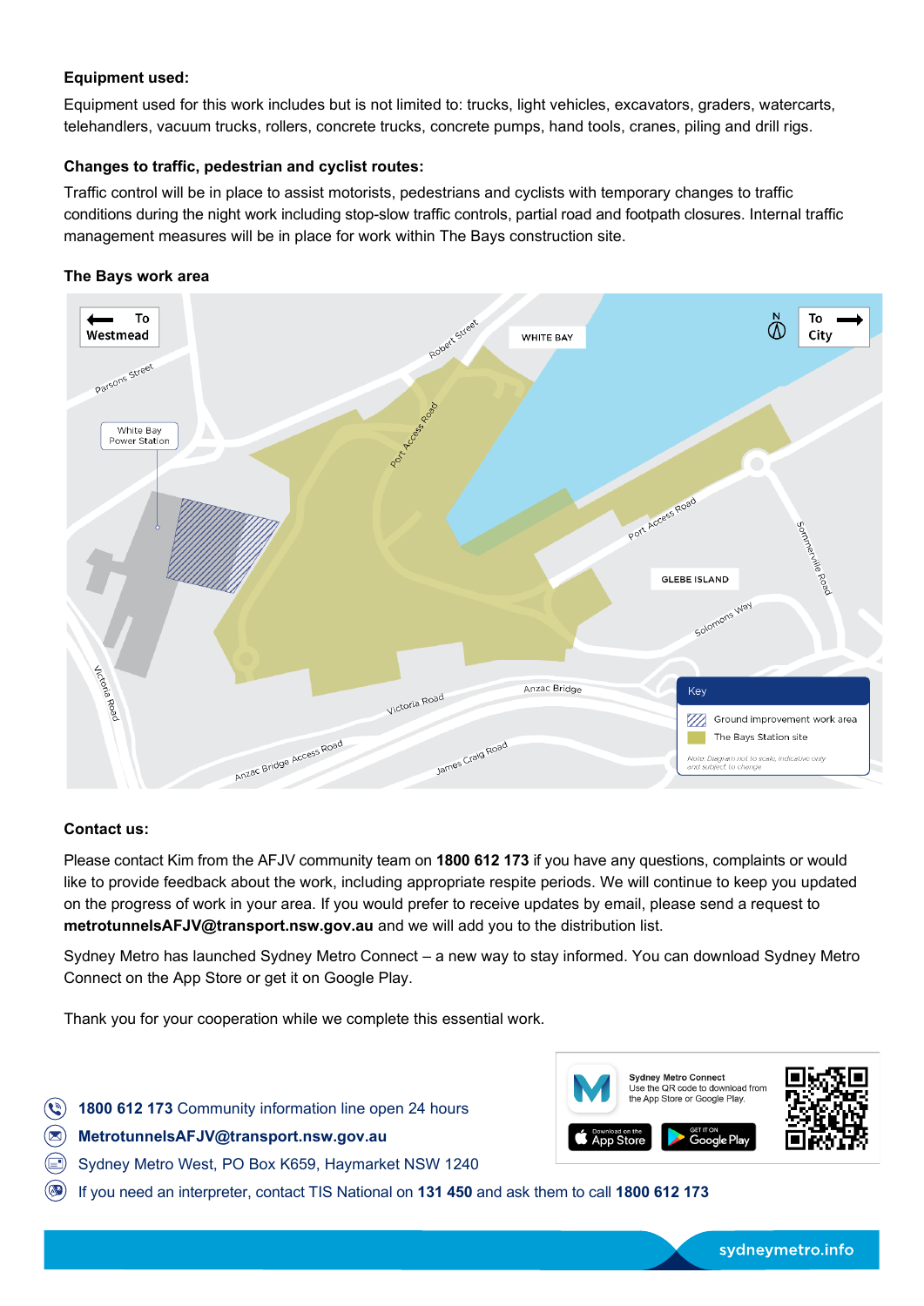**Equipment used:**

Equipment used for this work includes but is not limited to: trucks, light vehicles, excavators, graders, watercarts, telehandlers, vacuum trucks, rollers, concrete trucks, concrete pumps, hand tools, cranes, piling and drill rigs.

**Changes to traffic, pedestrian and cyclist routes:**

Traffic control will be in place to assist motorists, pedestrians and cyclists with temporary changes to traffic conditions during the night work including stop-slow traffic controls, partial road and footpath closures. Internal traffic management measures will be in place for work within The Bays construction site.

**The Bays work area**

To Westmead

To City

N

Parsons Street

Robert Street

WHITE BAY

White Bay Power Station

Port Access Road

GLEBE ISLAND

Sommerville Road

Solomons Way

Victoria Road

Anzac Bridge

Anzac Bridge Access Road

James Craig Road

Key

Ground improvement work area

The Bays Station site

Note: Diagram not to scale, indicative only and subject to change

**Contact us:**

Please contact Kim from the AFJV community team on **1800 612 173** if you have any questions, complaints or would like to provide feedback about the work, including appropriate respite periods. We will continue to keep you updated on the progress of work in your area. If you would prefer to receive updates by email, please send a request to **metrotunnelsAFJV@transport.nsw.gov.au** and we will add you to the distribution list.

Sydney Metro has launched Sydney Metro Connect – a new way to stay informed. You can download Sydney Metro Connect on the App Store or get it on Google Play.

Thank you for your cooperation while we complete this essential work.

**Sydney Metro Connect**
Use the QR code to download from the App Store or Google Play.

Download on the App Store

GET IT ON Google Play

**1800 612 173** Community information line open 24 hours

**MetrotunnelsAFJV@transport.nsw.gov.au**

Sydney Metro West, PO Box K659, Haymarket NSW 1240

If you need an interpreter, contact TIS National on **131 450** and ask them to call **1800 612 173**

sydneymetro.info